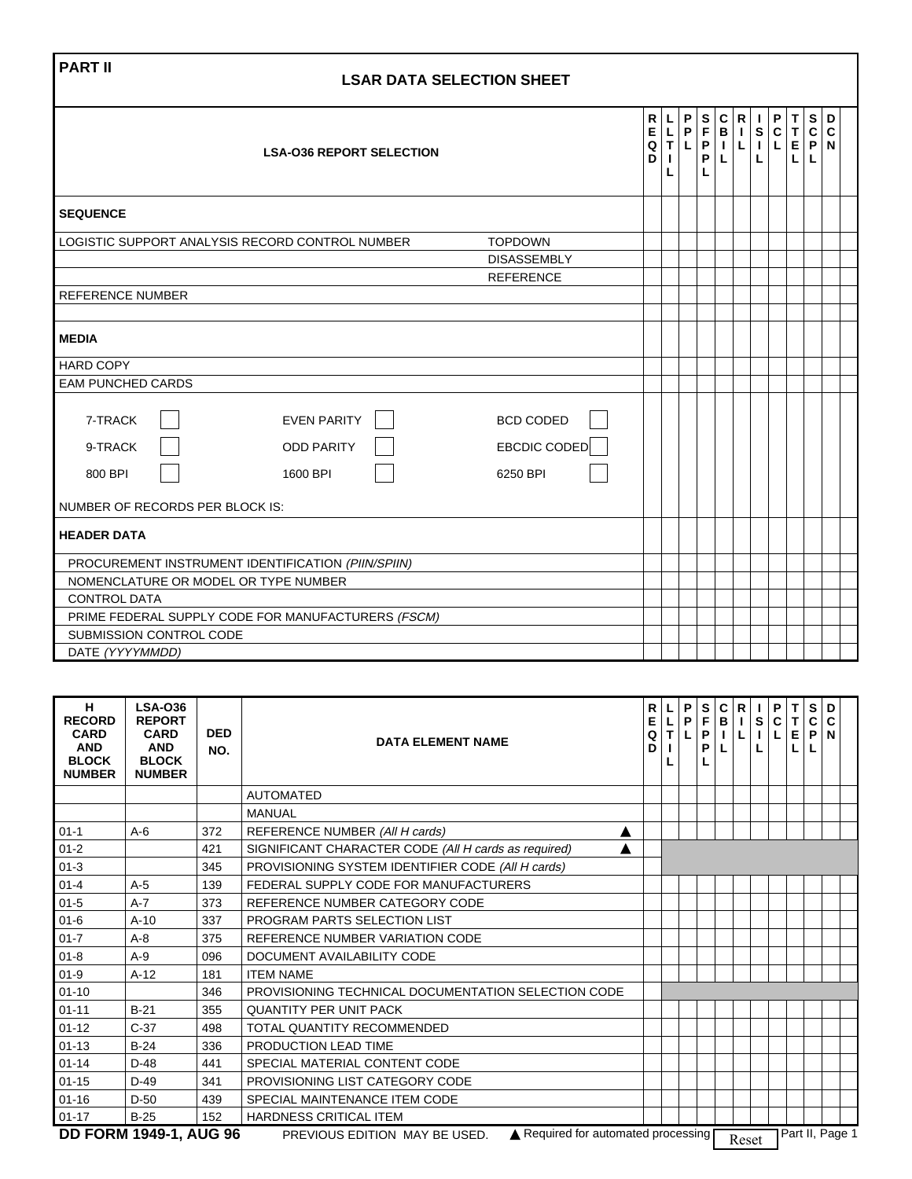## PART II

# LSAR DATA SELECTION SHEET

| LSA-O36 REPORT SELECTION | | REQD | LLTIL | PPL | SFPPL | CBIL | RIL | ISIL | PCL | TTEL | SCPL | DCN | |
|---|---|---|---|---|---|---|---|---|---|---|---|---|---|
| **SEQUENCE** | | | | | | | | | | | | | |
| LOGISTIC SUPPORT ANALYSIS RECORD CONTROL NUMBER | TOPDOWN | | | | | | | | | | | | |
| | DISASSEMBLY | | | | | | | | | | | | |
| | REFERENCE | | | | | | | | | | | | |
| REFERENCE NUMBER | | | | | | | | | | | | | |
| | | | | | | | | | | | | | |
| **MEDIA** | | | | | | | | | | | | | |
| HARD COPY | | | | | | | | | | | | | |
| EAM PUNCHED CARDS | | | | | | | | | | | | | |
| 7-TRACK ☐ &nbsp; EVEN PARITY ☐ | BCD CODED ☐ | | | | | | | | | | | | |
| 9-TRACK ☐ &nbsp; ODD PARITY ☐ | EBCDIC CODED ☐ | | | | | | | | | | | | |
| 800 BPI ☐ &nbsp; 1600 BPI ☐ | 6250 BPI ☐ | | | | | | | | | | | | |
| NUMBER OF RECORDS PER BLOCK IS: | | | | | | | | | | | | | |
| **HEADER DATA** | | | | | | | | | | | | | |
| PROCUREMENT INSTRUMENT IDENTIFICATION *(PIIN/SPIIN)* | | | | | | | | | | | | | |
| NOMENCLATURE OR MODEL OR TYPE NUMBER | | | | | | | | | | | | | |
| CONTROL DATA | | | | | | | | | | | | | |
| PRIME FEDERAL SUPPLY CODE FOR MANUFACTURERS *(FSCM)* | | | | | | | | | | | | | |
| SUBMISSION CONTROL CODE | | | | | | | | | | | | | |
| DATE *(YYYYMMDD)* | | | | | | | | | | | | | |

| H RECORD CARD AND BLOCK NUMBER | LSA-O36 REPORT CARD AND BLOCK NUMBER | DED NO. | DATA ELEMENT NAME | REQD | LLTIL | PPL | SFPPL | CBIL | RIL | ISIL | PCL | TTEL | SCPL | DCN | |
|---|---|---|---|---|---|---|---|---|---|---|---|---|---|---|---|
| | | | AUTOMATED | | | | | | | | | | | | |
| | | | MANUAL | | | | | | | | | | | | |
| 01-1 | A-6 | 372 | REFERENCE NUMBER *(All H cards)* ▲ | | | | | | | | | | | | |
| 01-2 | | 421 | SIGNIFICANT CHARACTER CODE *(All H cards as required)* ▲ | | | | | | | | | | | | |
| 01-3 | | 345 | PROVISIONING SYSTEM IDENTIFIER CODE *(All H cards)* | | | | | | | | | | | | |
| 01-4 | A-5 | 139 | FEDERAL SUPPLY CODE FOR MANUFACTURERS | | | | | | | | | | | | |
| 01-5 | A-7 | 373 | REFERENCE NUMBER CATEGORY CODE | | | | | | | | | | | | |
| 01-6 | A-10 | 337 | PROGRAM PARTS SELECTION LIST | | | | | | | | | | | | |
| 01-7 | A-8 | 375 | REFERENCE NUMBER VARIATION CODE | | | | | | | | | | | | |
| 01-8 | A-9 | 096 | DOCUMENT AVAILABILITY CODE | | | | | | | | | | | | |
| 01-9 | A-12 | 181 | ITEM NAME | | | | | | | | | | | | |
| 01-10 | | 346 | PROVISIONING TECHNICAL DOCUMENTATION SELECTION CODE | | | | | | | | | | | | |
| 01-11 | B-21 | 355 | QUANTITY PER UNIT PACK | | | | | | | | | | | | |
| 01-12 | C-37 | 498 | TOTAL QUANTITY RECOMMENDED | | | | | | | | | | | | |
| 01-13 | B-24 | 336 | PRODUCTION LEAD TIME | | | | | | | | | | | | |
| 01-14 | D-48 | 441 | SPECIAL MATERIAL CONTENT CODE | | | | | | | | | | | | |
| 01-15 | D-49 | 341 | PROVISIONING LIST CATEGORY CODE | | | | | | | | | | | | |
| 01-16 | D-50 | 439 | SPECIAL MAINTENANCE ITEM CODE | | | | | | | | | | | | |
| 01-17 | B-25 | 152 | HARDNESS CRITICAL ITEM | | | | | | | | | | | | |

DD FORM 1949-1, AUG 96 &nbsp;&nbsp; PREVIOUS EDITION MAY BE USED. &nbsp;&nbsp; ▲ Required for automated processing &nbsp;&nbsp; Reset &nbsp;&nbsp; Part II, Page 1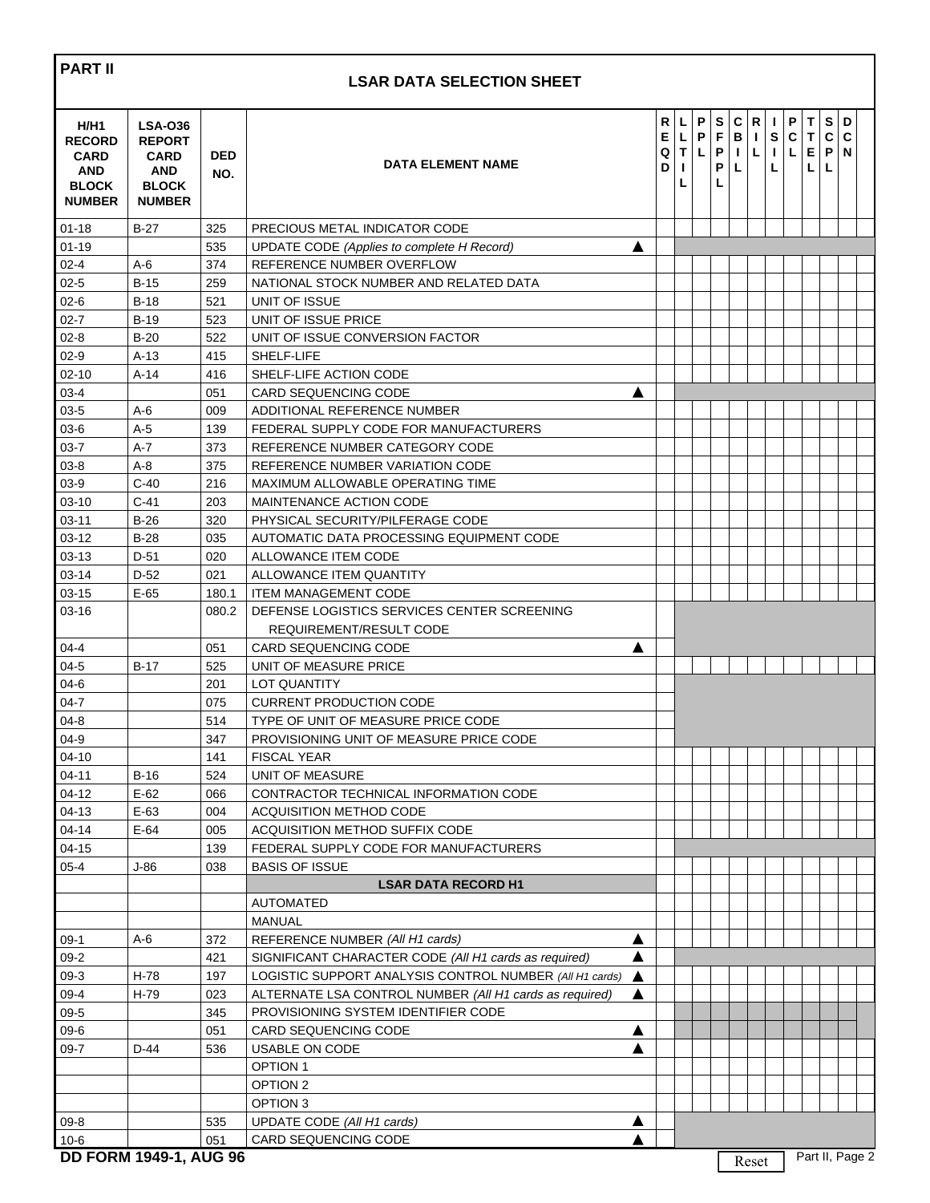## PART II

## LSAR DATA SELECTION SHEET

| H/H1 RECORD CARD AND BLOCK NUMBER | LSA-O36 REPORT CARD AND BLOCK NUMBER | DED NO. | DATA ELEMENT NAME | | REQD | LLTIL | PPL | SFPPL | CBIL | RIL | ISIL | PCL | TTEL | SCPL | DCN | |
|---|---|---|---|---|---|---|---|---|---|---|---|---|---|---|---|---|
| 01-18 | B-27 | 325 | PRECIOUS METAL INDICATOR CODE | | | | | | | | | | | | | |
| 01-19 | | 535 | UPDATE CODE *(Applies to complete H Record)* | ▲ | | | | | | | | | | | | |
| 02-4 | A-6 | 374 | REFERENCE NUMBER OVERFLOW | | | | | | | | | | | | | |
| 02-5 | B-15 | 259 | NATIONAL STOCK NUMBER AND RELATED DATA | | | | | | | | | | | | | |
| 02-6 | B-18 | 521 | UNIT OF ISSUE | | | | | | | | | | | | | |
| 02-7 | B-19 | 523 | UNIT OF ISSUE PRICE | | | | | | | | | | | | | |
| 02-8 | B-20 | 522 | UNIT OF ISSUE CONVERSION FACTOR | | | | | | | | | | | | | |
| 02-9 | A-13 | 415 | SHELF-LIFE | | | | | | | | | | | | | |
| 02-10 | A-14 | 416 | SHELF-LIFE ACTION CODE | | | | | | | | | | | | | |
| 03-4 | | 051 | CARD SEQUENCING CODE | ▲ | | | | | | | | | | | | |
| 03-5 | A-6 | 009 | ADDITIONAL REFERENCE NUMBER | | | | | | | | | | | | | |
| 03-6 | A-5 | 139 | FEDERAL SUPPLY CODE FOR MANUFACTURERS | | | | | | | | | | | | | |
| 03-7 | A-7 | 373 | REFERENCE NUMBER CATEGORY CODE | | | | | | | | | | | | | |
| 03-8 | A-8 | 375 | REFERENCE NUMBER VARIATION CODE | | | | | | | | | | | | | |
| 03-9 | C-40 | 216 | MAXIMUM ALLOWABLE OPERATING TIME | | | | | | | | | | | | | |
| 03-10 | C-41 | 203 | MAINTENANCE ACTION CODE | | | | | | | | | | | | | |
| 03-11 | B-26 | 320 | PHYSICAL SECURITY/PILFERAGE CODE | | | | | | | | | | | | | |
| 03-12 | B-28 | 035 | AUTOMATIC DATA PROCESSING EQUIPMENT CODE | | | | | | | | | | | | | |
| 03-13 | D-51 | 020 | ALLOWANCE ITEM CODE | | | | | | | | | | | | | |
| 03-14 | D-52 | 021 | ALLOWANCE ITEM QUANTITY | | | | | | | | | | | | | |
| 03-15 | E-65 | 180.1 | ITEM MANAGEMENT CODE | | | | | | | | | | | | | |
| 03-16 | | 080.2 | DEFENSE LOGISTICS SERVICES CENTER SCREENING REQUIREMENT/RESULT CODE | | | | | | | | | | | | | |
| 04-4 | | 051 | CARD SEQUENCING CODE | ▲ | | | | | | | | | | | | |
| 04-5 | B-17 | 525 | UNIT OF MEASURE PRICE | | | | | | | | | | | | | |
| 04-6 | | 201 | LOT QUANTITY | | | | | | | | | | | | | |
| 04-7 | | 075 | CURRENT PRODUCTION CODE | | | | | | | | | | | | | |
| 04-8 | | 514 | TYPE OF UNIT OF MEASURE PRICE CODE | | | | | | | | | | | | | |
| 04-9 | | 347 | PROVISIONING UNIT OF MEASURE PRICE CODE | | | | | | | | | | | | | |
| 04-10 | | 141 | FISCAL YEAR | | | | | | | | | | | | | |
| 04-11 | B-16 | 524 | UNIT OF MEASURE | | | | | | | | | | | | | |
| 04-12 | E-62 | 066 | CONTRACTOR TECHNICAL INFORMATION CODE | | | | | | | | | | | | | |
| 04-13 | E-63 | 004 | ACQUISITION METHOD CODE | | | | | | | | | | | | | |
| 04-14 | E-64 | 005 | ACQUISITION METHOD SUFFIX CODE | | | | | | | | | | | | | |
| 04-15 | | 139 | FEDERAL SUPPLY CODE FOR MANUFACTURERS | | | | | | | | | | | | | |
| 05-4 | J-86 | 038 | BASIS OF ISSUE | | | | | | | | | | | | | |
| | | | **LSAR DATA RECORD H1** | | | | | | | | | | | | | |
| | | | AUTOMATED | | | | | | | | | | | | | |
| | | | MANUAL | | | | | | | | | | | | | |
| 09-1 | A-6 | 372 | REFERENCE NUMBER *(All H1 cards)* | ▲ | | | | | | | | | | | | |
| 09-2 | | 421 | SIGNIFICANT CHARACTER CODE *(All H1 cards as required)* | ▲ | | | | | | | | | | | | |
| 09-3 | H-78 | 197 | LOGISTIC SUPPORT ANALYSIS CONTROL NUMBER *(All H1 cards)* | ▲ | | | | | | | | | | | | |
| 09-4 | H-79 | 023 | ALTERNATE LSA CONTROL NUMBER *(All H1 cards as required)* | ▲ | | | | | | | | | | | | |
| 09-5 | | 345 | PROVISIONING SYSTEM IDENTIFIER CODE | | | | | | | | | | | | | |
| 09-6 | | 051 | CARD SEQUENCING CODE | ▲ | | | | | | | | | | | | |
| 09-7 | D-44 | 536 | USABLE ON CODE | ▲ | | | | | | | | | | | | |
| | | | OPTION 1 | | | | | | | | | | | | | |
| | | | OPTION 2 | | | | | | | | | | | | | |
| | | | OPTION 3 | | | | | | | | | | | | | |
| 09-8 | | 535 | UPDATE CODE *(All H1 cards)* | ▲ | | | | | | | | | | | | |
| 10-6 | | 051 | CARD SEQUENCING CODE | ▲ | | | | | | | | | | | | |

**DD FORM 1949-1, AUG 96**

Reset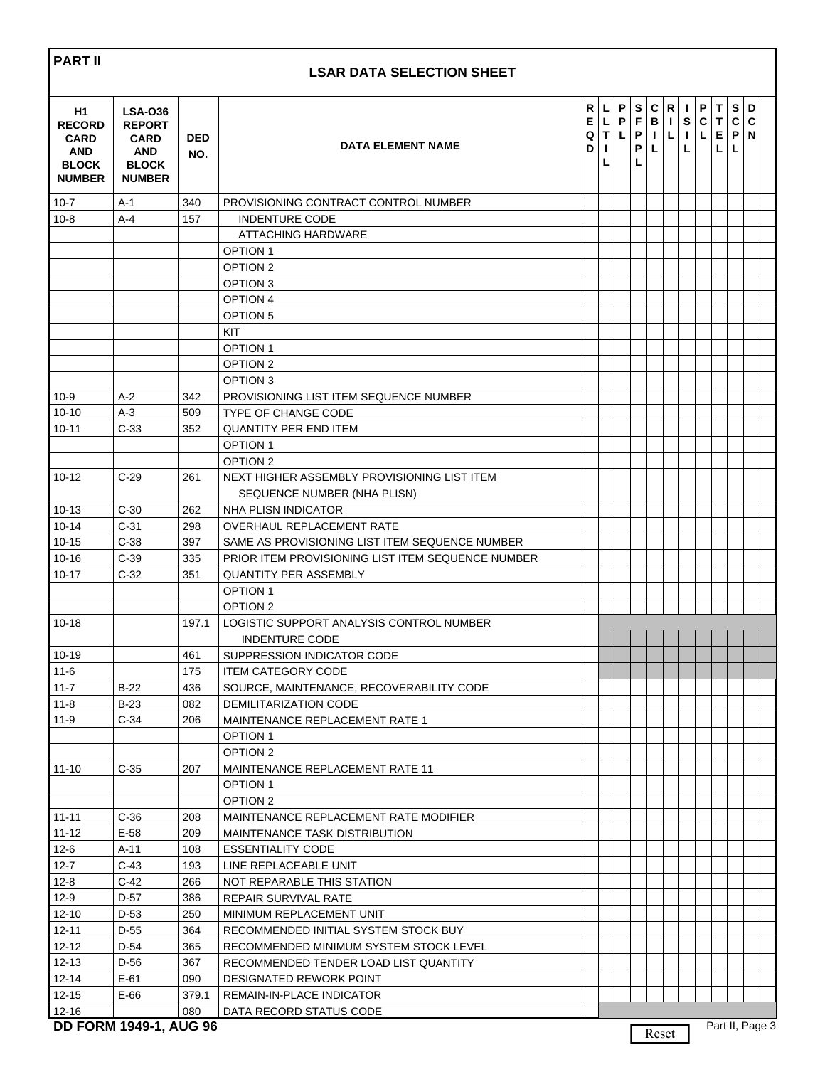# PART II

## LSAR DATA SELECTION SHEET

| H1 RECORD CARD AND BLOCK NUMBER | LSA-O36 REPORT CARD AND BLOCK NUMBER | DED NO. | DATA ELEMENT NAME | REQD | LLTIL | PPL | SFPPL | CBIL | RIL | ISIL | PCL | TTEL | SCPL | DCN |
|---|---|---|---|---|---|---|---|---|---|---|---|---|---|---|
| 10-7 | A-1 | 340 | PROVISIONING CONTRACT CONTROL NUMBER | | | | | | | | | | | |
| 10-8 | A-4 | 157 | INDENTURE CODE | | | | | | | | | | | |
| | | | ATTACHING HARDWARE | | | | | | | | | | | |
| | | | OPTION 1 | | | | | | | | | | | |
| | | | OPTION 2 | | | | | | | | | | | |
| | | | OPTION 3 | | | | | | | | | | | |
| | | | OPTION 4 | | | | | | | | | | | |
| | | | OPTION 5 | | | | | | | | | | | |
| | | | KIT | | | | | | | | | | | |
| | | | OPTION 1 | | | | | | | | | | | |
| | | | OPTION 2 | | | | | | | | | | | |
| | | | OPTION 3 | | | | | | | | | | | |
| 10-9 | A-2 | 342 | PROVISIONING LIST ITEM SEQUENCE NUMBER | | | | | | | | | | | |
| 10-10 | A-3 | 509 | TYPE OF CHANGE CODE | | | | | | | | | | | |
| 10-11 | C-33 | 352 | QUANTITY PER END ITEM | | | | | | | | | | | |
| | | | OPTION 1 | | | | | | | | | | | |
| | | | OPTION 2 | | | | | | | | | | | |
| 10-12 | C-29 | 261 | NEXT HIGHER ASSEMBLY PROVISIONING LIST ITEM SEQUENCE NUMBER (NHA PLISN) | | | | | | | | | | | |
| 10-13 | C-30 | 262 | NHA PLISN INDICATOR | | | | | | | | | | | |
| 10-14 | C-31 | 298 | OVERHAUL REPLACEMENT RATE | | | | | | | | | | | |
| 10-15 | C-38 | 397 | SAME AS PROVISIONING LIST ITEM SEQUENCE NUMBER | | | | | | | | | | | |
| 10-16 | C-39 | 335 | PRIOR ITEM PROVISIONING LIST ITEM SEQUENCE NUMBER | | | | | | | | | | | |
| 10-17 | C-32 | 351 | QUANTITY PER ASSEMBLY | | | | | | | | | | | |
| | | | OPTION 1 | | | | | | | | | | | |
| | | | OPTION 2 | | | | | | | | | | | |
| 10-18 | | 197.1 | LOGISTIC SUPPORT ANALYSIS CONTROL NUMBER INDENTURE CODE | | | | | | | | | | | |
| 10-19 | | 461 | SUPPRESSION INDICATOR CODE | | | | | | | | | | | |
| 11-6 | | 175 | ITEM CATEGORY CODE | | | | | | | | | | | |
| 11-7 | B-22 | 436 | SOURCE, MAINTENANCE, RECOVERABILITY CODE | | | | | | | | | | | |
| 11-8 | B-23 | 082 | DEMILITARIZATION CODE | | | | | | | | | | | |
| 11-9 | C-34 | 206 | MAINTENANCE REPLACEMENT RATE 1 | | | | | | | | | | | |
| | | | OPTION 1 | | | | | | | | | | | |
| | | | OPTION 2 | | | | | | | | | | | |
| 11-10 | C-35 | 207 | MAINTENANCE REPLACEMENT RATE 11 | | | | | | | | | | | |
| | | | OPTION 1 | | | | | | | | | | | |
| | | | OPTION 2 | | | | | | | | | | | |
| 11-11 | C-36 | 208 | MAINTENANCE REPLACEMENT RATE MODIFIER | | | | | | | | | | | |
| 11-12 | E-58 | 209 | MAINTENANCE TASK DISTRIBUTION | | | | | | | | | | | |
| 12-6 | A-11 | 108 | ESSENTIALITY CODE | | | | | | | | | | | |
| 12-7 | C-43 | 193 | LINE REPLACEABLE UNIT | | | | | | | | | | | |
| 12-8 | C-42 | 266 | NOT REPARABLE THIS STATION | | | | | | | | | | | |
| 12-9 | D-57 | 386 | REPAIR SURVIVAL RATE | | | | | | | | | | | |
| 12-10 | D-53 | 250 | MINIMUM REPLACEMENT UNIT | | | | | | | | | | | |
| 12-11 | D-55 | 364 | RECOMMENDED INITIAL SYSTEM STOCK BUY | | | | | | | | | | | |
| 12-12 | D-54 | 365 | RECOMMENDED MINIMUM SYSTEM STOCK LEVEL | | | | | | | | | | | |
| 12-13 | D-56 | 367 | RECOMMENDED TENDER LOAD LIST QUANTITY | | | | | | | | | | | |
| 12-14 | E-61 | 090 | DESIGNATED REWORK POINT | | | | | | | | | | | |
| 12-15 | E-66 | 379.1 | REMAIN-IN-PLACE INDICATOR | | | | | | | | | | | |
| 12-16 | | 080 | DATA RECORD STATUS CODE | | | | | | | | | | | |

DD FORM 1949-1, AUG 96

Reset

Part II, Page 3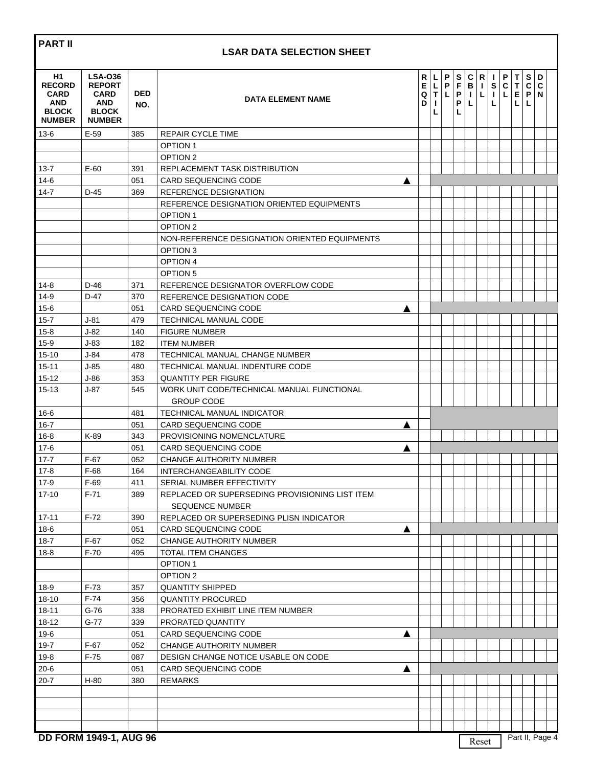## PART II

### LSAR DATA SELECTION SHEET

| H1 RECORD CARD AND BLOCK NUMBER | LSA-O36 REPORT CARD AND BLOCK NUMBER | DED NO. | DATA ELEMENT NAME | REQD | LLTIL | PPL | SFPPL | CBIL | RIL | ISIL | PCL | TTEL | SCPL | DCN |
|---|---|---|---|---|---|---|---|---|---|---|---|---|---|---|
| 13-6 | E-59 | 385 | REPAIR CYCLE TIME | | | | | | | | | | | |
| | | | OPTION 1 | | | | | | | | | | | |
| | | | OPTION 2 | | | | | | | | | | | |
| 13-7 | E-60 | 391 | REPLACEMENT TASK DISTRIBUTION | | | | | | | | | | | |
| 14-6 | | 051 | CARD SEQUENCING CODE ▲ | | | | | | | | | | | |
| 14-7 | D-45 | 369 | REFERENCE DESIGNATION | | | | | | | | | | | |
| | | | REFERENCE DESIGNATION ORIENTED EQUIPMENTS | | | | | | | | | | | |
| | | | OPTION 1 | | | | | | | | | | | |
| | | | OPTION 2 | | | | | | | | | | | |
| | | | NON-REFERENCE DESIGNATION ORIENTED EQUIPMENTS | | | | | | | | | | | |
| | | | OPTION 3 | | | | | | | | | | | |
| | | | OPTION 4 | | | | | | | | | | | |
| | | | OPTION 5 | | | | | | | | | | | |
| 14-8 | D-46 | 371 | REFERENCE DESIGNATOR OVERFLOW CODE | | | | | | | | | | | |
| 14-9 | D-47 | 370 | REFERENCE DESIGNATION CODE | | | | | | | | | | | |
| 15-6 | | 051 | CARD SEQUENCING CODE ▲ | | | | | | | | | | | |
| 15-7 | J-81 | 479 | TECHNICAL MANUAL CODE | | | | | | | | | | | |
| 15-8 | J-82 | 140 | FIGURE NUMBER | | | | | | | | | | | |
| 15-9 | J-83 | 182 | ITEM NUMBER | | | | | | | | | | | |
| 15-10 | J-84 | 478 | TECHNICAL MANUAL CHANGE NUMBER | | | | | | | | | | | |
| 15-11 | J-85 | 480 | TECHNICAL MANUAL INDENTURE CODE | | | | | | | | | | | |
| 15-12 | J-86 | 353 | QUANTITY PER FIGURE | | | | | | | | | | | |
| 15-13 | J-87 | 545 | WORK UNIT CODE/TECHNICAL MANUAL FUNCTIONAL GROUP CODE | | | | | | | | | | | |
| 16-6 | | 481 | TECHNICAL MANUAL INDICATOR | | | | | | | | | | | |
| 16-7 | | 051 | CARD SEQUENCING CODE ▲ | | | | | | | | | | | |
| 16-8 | K-89 | 343 | PROVISIONING NOMENCLATURE | | | | | | | | | | | |
| 17-6 | | 051 | CARD SEQUENCING CODE ▲ | | | | | | | | | | | |
| 17-7 | F-67 | 052 | CHANGE AUTHORITY NUMBER | | | | | | | | | | | |
| 17-8 | F-68 | 164 | INTERCHANGEABILITY CODE | | | | | | | | | | | |
| 17-9 | F-69 | 411 | SERIAL NUMBER EFFECTIVITY | | | | | | | | | | | |
| 17-10 | F-71 | 389 | REPLACED OR SUPERSEDING PROVISIONING LIST ITEM SEQUENCE NUMBER | | | | | | | | | | | |
| 17-11 | F-72 | 390 | REPLACED OR SUPERSEDING PLISN INDICATOR | | | | | | | | | | | |
| 18-6 | | 051 | CARD SEQUENCING CODE ▲ | | | | | | | | | | | |
| 18-7 | F-67 | 052 | CHANGE AUTHORITY NUMBER | | | | | | | | | | | |
| 18-8 | F-70 | 495 | TOTAL ITEM CHANGES | | | | | | | | | | | |
| | | | OPTION 1 | | | | | | | | | | | |
| | | | OPTION 2 | | | | | | | | | | | |
| 18-9 | F-73 | 357 | QUANTITY SHIPPED | | | | | | | | | | | |
| 18-10 | F-74 | 356 | QUANTITY PROCURED | | | | | | | | | | | |
| 18-11 | G-76 | 338 | PRORATED EXHIBIT LINE ITEM NUMBER | | | | | | | | | | | |
| 18-12 | G-77 | 339 | PRORATED QUANTITY | | | | | | | | | | | |
| 19-6 | | 051 | CARD SEQUENCING CODE ▲ | | | | | | | | | | | |
| 19-7 | F-67 | 052 | CHANGE AUTHORITY NUMBER | | | | | | | | | | | |
| 19-8 | F-75 | 087 | DESIGN CHANGE NOTICE USABLE ON CODE | | | | | | | | | | | |
| 20-6 | | 051 | CARD SEQUENCING CODE ▲ | | | | | | | | | | | |
| 20-7 | H-80 | 380 | REMARKS | | | | | | | | | | | |
| | | | | | | | | | | | | | | |
| | | | | | | | | | | | | | | |
| | | | | | | | | | | | | | | |
| | | | | | | | | | | | | | | |

DD FORM 1949-1, AUG 96

Reset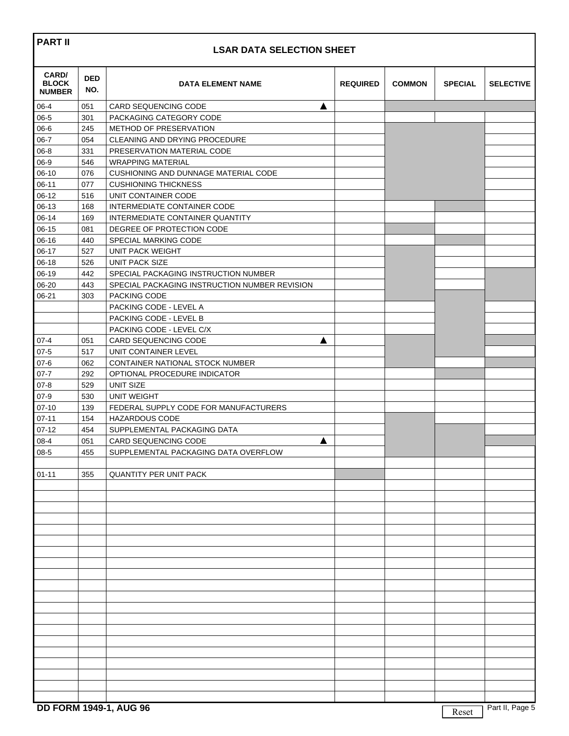**PART II**

## LSAR DATA SELECTION SHEET

| CARD/ BLOCK NUMBER | DED NO. | DATA ELEMENT NAME | REQUIRED | COMMON | SPECIAL | SELECTIVE |
|---|---|---|---|---|---|---|
| 06-4 | 051 | CARD SEQUENCING CODE ▲ | | | | |
| 06-5 | 301 | PACKAGING CATEGORY CODE | | | | |
| 06-6 | 245 | METHOD OF PRESERVATION | | | | |
| 06-7 | 054 | CLEANING AND DRYING PROCEDURE | | | | |
| 06-8 | 331 | PRESERVATION MATERIAL CODE | | | | |
| 06-9 | 546 | WRAPPING MATERIAL | | | | |
| 06-10 | 076 | CUSHIONING AND DUNNAGE MATERIAL CODE | | | | |
| 06-11 | 077 | CUSHIONING THICKNESS | | | | |
| 06-12 | 516 | UNIT CONTAINER CODE | | | | |
| 06-13 | 168 | INTERMEDIATE CONTAINER CODE | | | | |
| 06-14 | 169 | INTERMEDIATE CONTAINER QUANTITY | | | | |
| 06-15 | 081 | DEGREE OF PROTECTION CODE | | | | |
| 06-16 | 440 | SPECIAL MARKING CODE | | | | |
| 06-17 | 527 | UNIT PACK WEIGHT | | | | |
| 06-18 | 526 | UNIT PACK SIZE | | | | |
| 06-19 | 442 | SPECIAL PACKAGING INSTRUCTION NUMBER | | | | |
| 06-20 | 443 | SPECIAL PACKAGING INSTRUCTION NUMBER REVISION | | | | |
| 06-21 | 303 | PACKING CODE | | | | |
| | | PACKING CODE - LEVEL A | | | | |
| | | PACKING CODE - LEVEL B | | | | |
| | | PACKING CODE - LEVEL C/X | | | | |
| 07-4 | 051 | CARD SEQUENCING CODE ▲ | | | | |
| 07-5 | 517 | UNIT CONTAINER LEVEL | | | | |
| 07-6 | 062 | CONTAINER NATIONAL STOCK NUMBER | | | | |
| 07-7 | 292 | OPTIONAL PROCEDURE INDICATOR | | | | |
| 07-8 | 529 | UNIT SIZE | | | | |
| 07-9 | 530 | UNIT WEIGHT | | | | |
| 07-10 | 139 | FEDERAL SUPPLY CODE FOR MANUFACTURERS | | | | |
| 07-11 | 154 | HAZARDOUS CODE | | | | |
| 07-12 | 454 | SUPPLEMENTAL PACKAGING DATA | | | | |
| 08-4 | 051 | CARD SEQUENCING CODE ▲ | | | | |
| 08-5 | 455 | SUPPLEMENTAL PACKAGING DATA OVERFLOW | | | | |
| | | | | | | |
| 01-11 | 355 | QUANTITY PER UNIT PACK | | | | |

DD FORM 1949-1, AUG 96

Reset